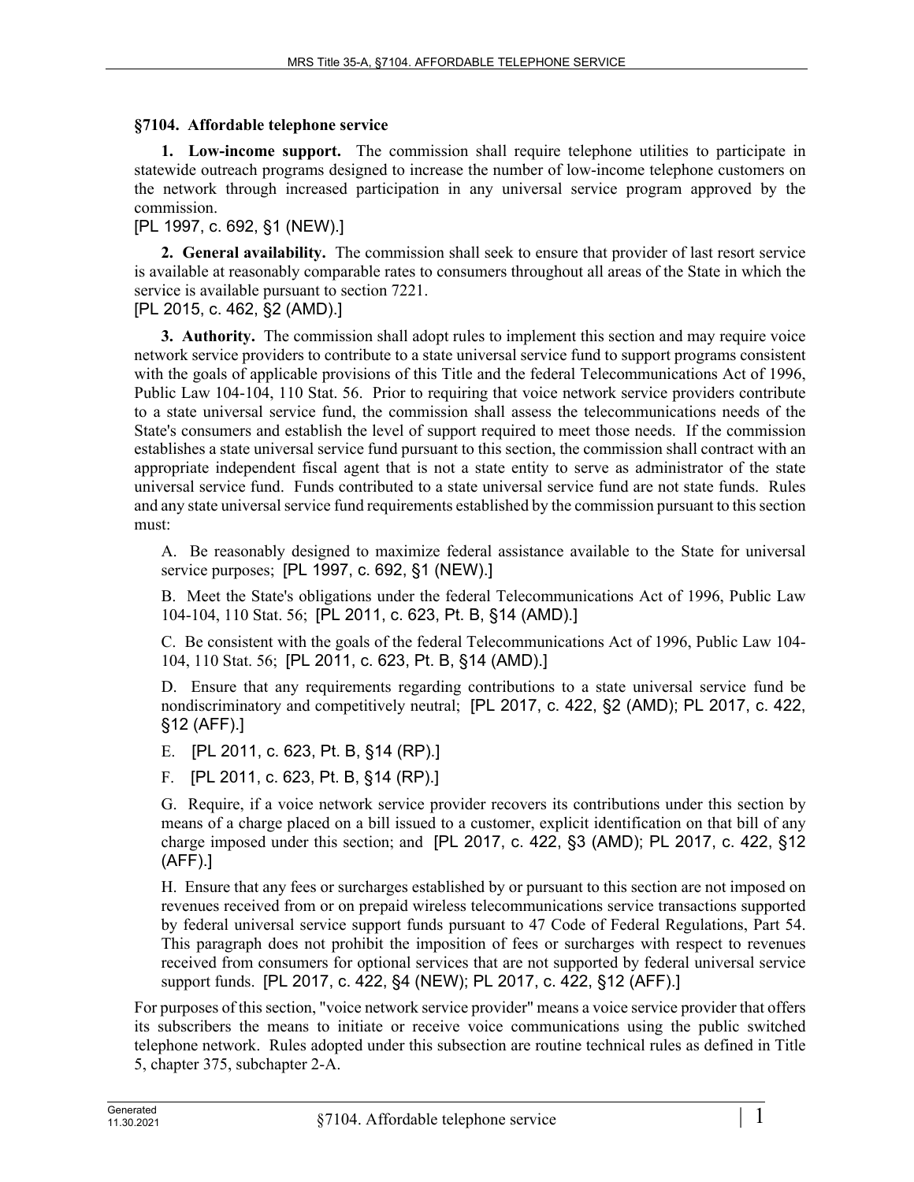**§7104. Affordable telephone service**

**1. Low-income support.** The commission shall require telephone utilities to participate in statewide outreach programs designed to increase the number of low-income telephone customers on the network through increased participation in any universal service program approved by the commission.

[PL 1997, c. 692, §1 (NEW).]

**2. General availability.** The commission shall seek to ensure that provider of last resort service is available at reasonably comparable rates to consumers throughout all areas of the State in which the service is available pursuant to section 7221.

[PL 2015, c. 462, §2 (AMD).]

**3. Authority.** The commission shall adopt rules to implement this section and may require voice network service providers to contribute to a state universal service fund to support programs consistent with the goals of applicable provisions of this Title and the federal Telecommunications Act of 1996, Public Law 104-104, 110 Stat. 56. Prior to requiring that voice network service providers contribute to a state universal service fund, the commission shall assess the telecommunications needs of the State's consumers and establish the level of support required to meet those needs. If the commission establishes a state universal service fund pursuant to this section, the commission shall contract with an appropriate independent fiscal agent that is not a state entity to serve as administrator of the state universal service fund. Funds contributed to a state universal service fund are not state funds. Rules and any state universal service fund requirements established by the commission pursuant to this section must:

A. Be reasonably designed to maximize federal assistance available to the State for universal service purposes; [PL 1997, c. 692, §1 (NEW).]

B. Meet the State's obligations under the federal Telecommunications Act of 1996, Public Law 104-104, 110 Stat. 56; [PL 2011, c. 623, Pt. B, §14 (AMD).]

C. Be consistent with the goals of the federal Telecommunications Act of 1996, Public Law 104-104, 110 Stat. 56; [PL 2011, c. 623, Pt. B, §14 (AMD).]

D. Ensure that any requirements regarding contributions to a state universal service fund be nondiscriminatory and competitively neutral; [PL 2017, c. 422, §2 (AMD); PL 2017, c. 422, §12 (AFF).]

E. [PL 2011, c. 623, Pt. B, §14 (RP).]

F. [PL 2011, c. 623, Pt. B, §14 (RP).]

G. Require, if a voice network service provider recovers its contributions under this section by means of a charge placed on a bill issued to a customer, explicit identification on that bill of any charge imposed under this section; and [PL 2017, c. 422, §3 (AMD); PL 2017, c. 422, §12 (AFF).]

H. Ensure that any fees or surcharges established by or pursuant to this section are not imposed on revenues received from or on prepaid wireless telecommunications service transactions supported by federal universal service support funds pursuant to 47 Code of Federal Regulations, Part 54. This paragraph does not prohibit the imposition of fees or surcharges with respect to revenues received from consumers for optional services that are not supported by federal universal service support funds. [PL 2017, c. 422, §4 (NEW); PL 2017, c. 422, §12 (AFF).]

For purposes of this section, "voice network service provider" means a voice service provider that offers its subscribers the means to initiate or receive voice communications using the public switched telephone network. Rules adopted under this subsection are routine technical rules as defined in Title 5, chapter 375, subchapter 2-A.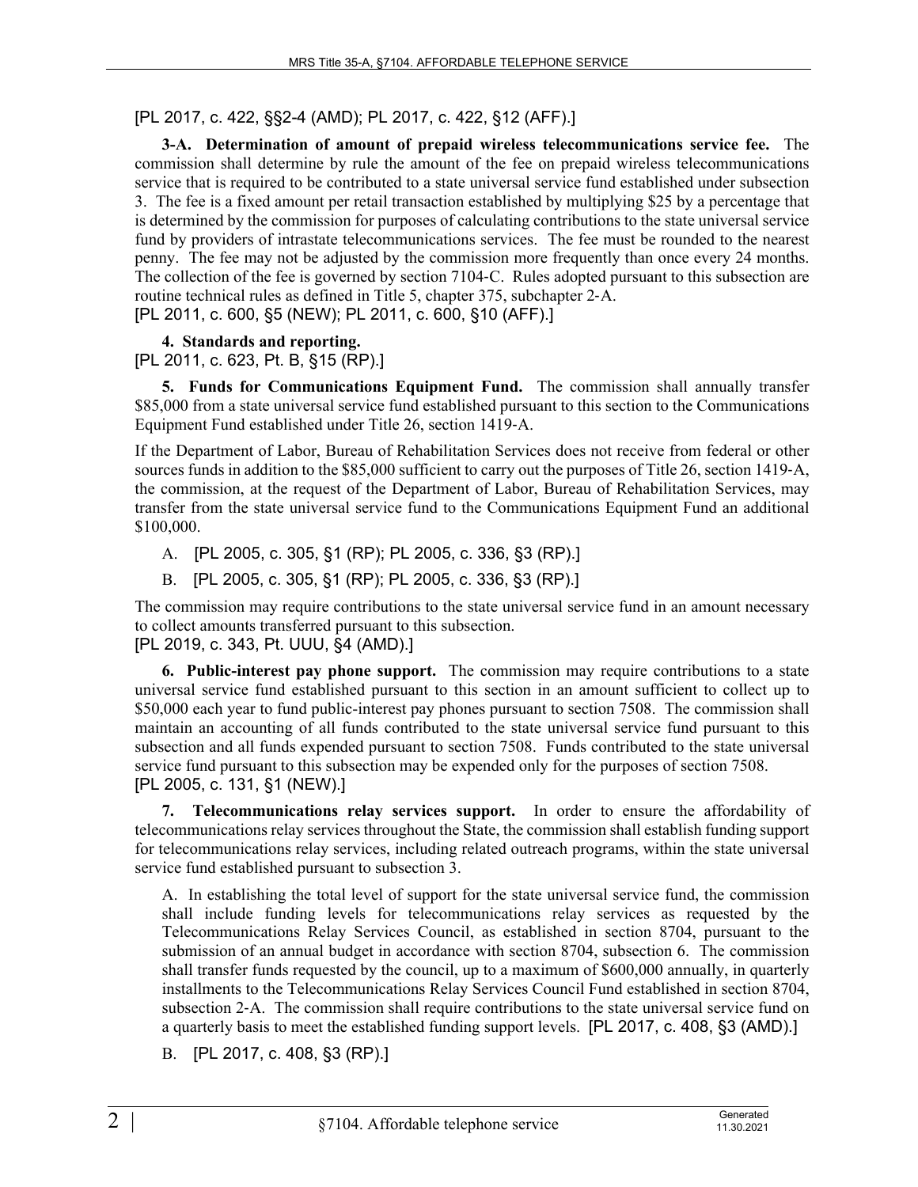[PL 2017, c. 422, §§2-4 (AMD); PL 2017, c. 422, §12 (AFF).]

**3-A. Determination of amount of prepaid wireless telecommunications service fee.** The commission shall determine by rule the amount of the fee on prepaid wireless telecommunications service that is required to be contributed to a state universal service fund established under subsection 3. The fee is a fixed amount per retail transaction established by multiplying $25 by a percentage that is determined by the commission for purposes of calculating contributions to the state universal service fund by providers of intrastate telecommunications services. The fee must be rounded to the nearest penny. The fee may not be adjusted by the commission more frequently than once every 24 months. The collection of the fee is governed by section 7104-C. Rules adopted pursuant to this subsection are routine technical rules as defined in Title 5, chapter 375, subchapter 2-A.
[PL 2011, c. 600, §5 (NEW); PL 2011, c. 600, §10 (AFF).]

**4. Standards and reporting.**
[PL 2011, c. 623, Pt. B, §15 (RP).]

**5. Funds for Communications Equipment Fund.** The commission shall annually transfer $85,000 from a state universal service fund established pursuant to this section to the Communications Equipment Fund established under Title 26, section 1419-A.

If the Department of Labor, Bureau of Rehabilitation Services does not receive from federal or other sources funds in addition to the $85,000 sufficient to carry out the purposes of Title 26, section 1419-A, the commission, at the request of the Department of Labor, Bureau of Rehabilitation Services, may transfer from the state universal service fund to the Communications Equipment Fund an additional $100,000.

A. [PL 2005, c. 305, §1 (RP); PL 2005, c. 336, §3 (RP).]

B. [PL 2005, c. 305, §1 (RP); PL 2005, c. 336, §3 (RP).]

The commission may require contributions to the state universal service fund in an amount necessary to collect amounts transferred pursuant to this subsection.
[PL 2019, c. 343, Pt. UUU, §4 (AMD).]

**6. Public-interest pay phone support.** The commission may require contributions to a state universal service fund established pursuant to this section in an amount sufficient to collect up to $50,000 each year to fund public-interest pay phones pursuant to section 7508. The commission shall maintain an accounting of all funds contributed to the state universal service fund pursuant to this subsection and all funds expended pursuant to section 7508. Funds contributed to the state universal service fund pursuant to this subsection may be expended only for the purposes of section 7508.
[PL 2005, c. 131, §1 (NEW).]

**7. Telecommunications relay services support.** In order to ensure the affordability of telecommunications relay services throughout the State, the commission shall establish funding support for telecommunications relay services, including related outreach programs, within the state universal service fund established pursuant to subsection 3.

A. In establishing the total level of support for the state universal service fund, the commission shall include funding levels for telecommunications relay services as requested by the Telecommunications Relay Services Council, as established in section 8704, pursuant to the submission of an annual budget in accordance with section 8704, subsection 6. The commission shall transfer funds requested by the council, up to a maximum of $600,000 annually, in quarterly installments to the Telecommunications Relay Services Council Fund established in section 8704, subsection 2-A. The commission shall require contributions to the state universal service fund on a quarterly basis to meet the established funding support levels. [PL 2017, c. 408, §3 (AMD).]

B. [PL 2017, c. 408, §3 (RP).]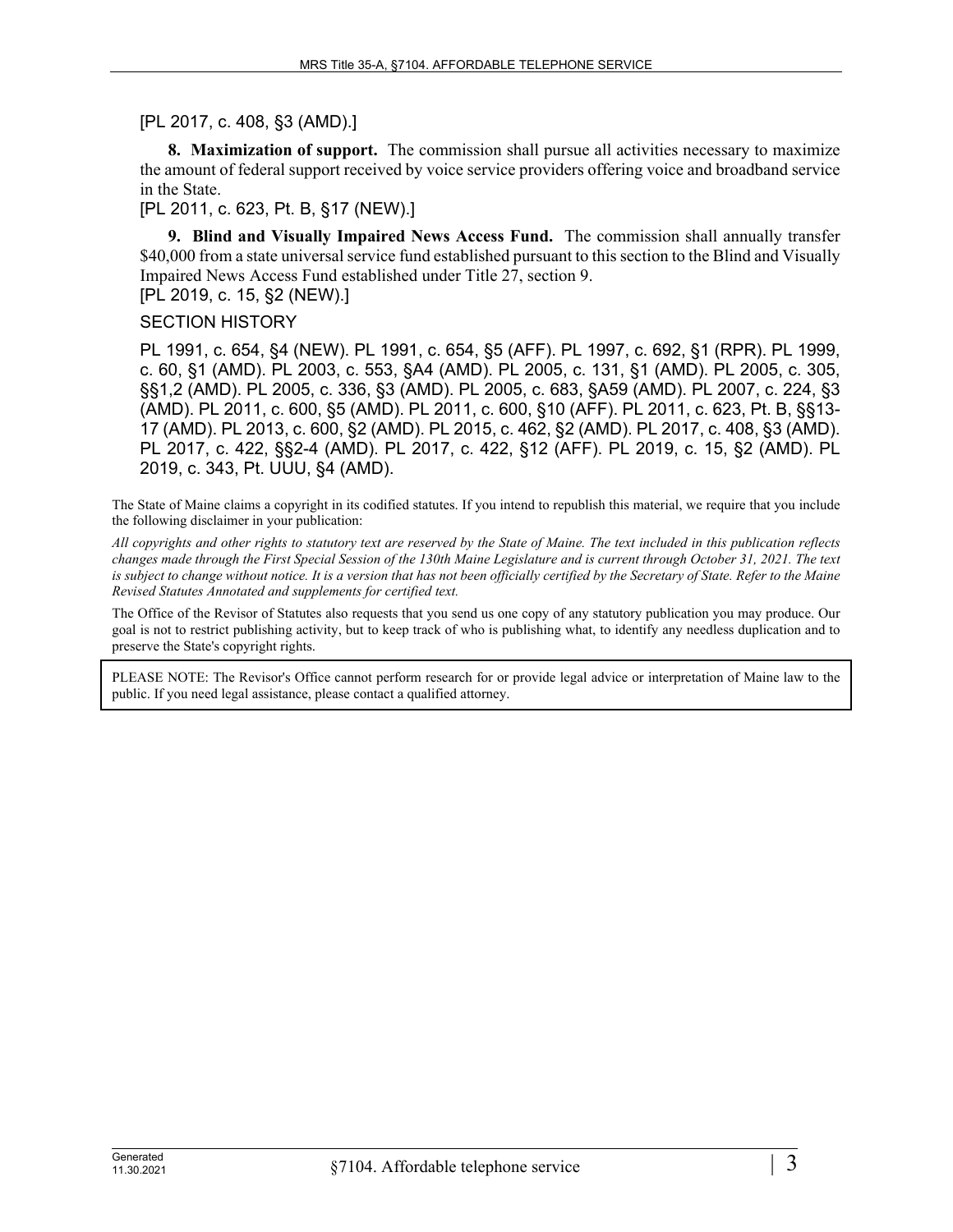[PL 2017, c. 408, §3 (AMD).]

**8. Maximization of support.** The commission shall pursue all activities necessary to maximize the amount of federal support received by voice service providers offering voice and broadband service in the State.

[PL 2011, c. 623, Pt. B, §17 (NEW).]

**9. Blind and Visually Impaired News Access Fund.** The commission shall annually transfer $40,000 from a state universal service fund established pursuant to this section to the Blind and Visually Impaired News Access Fund established under Title 27, section 9.

[PL 2019, c. 15, §2 (NEW).]

SECTION HISTORY

PL 1991, c. 654, §4 (NEW). PL 1991, c. 654, §5 (AFF). PL 1997, c. 692, §1 (RPR). PL 1999, c. 60, §1 (AMD). PL 2003, c. 553, §A4 (AMD). PL 2005, c. 131, §1 (AMD). PL 2005, c. 305, §§1,2 (AMD). PL 2005, c. 336, §3 (AMD). PL 2005, c. 683, §A59 (AMD). PL 2007, c. 224, §3 (AMD). PL 2011, c. 600, §5 (AMD). PL 2011, c. 600, §10 (AFF). PL 2011, c. 623, Pt. B, §§13-17 (AMD). PL 2013, c. 600, §2 (AMD). PL 2015, c. 462, §2 (AMD). PL 2017, c. 408, §3 (AMD). PL 2017, c. 422, §§2-4 (AMD). PL 2017, c. 422, §12 (AFF). PL 2019, c. 15, §2 (AMD). PL 2019, c. 343, Pt. UUU, §4 (AMD).

The State of Maine claims a copyright in its codified statutes. If you intend to republish this material, we require that you include the following disclaimer in your publication:

*All copyrights and other rights to statutory text are reserved by the State of Maine. The text included in this publication reflects changes made through the First Special Session of the 130th Maine Legislature and is current through October 31, 2021. The text is subject to change without notice. It is a version that has not been officially certified by the Secretary of State. Refer to the Maine Revised Statutes Annotated and supplements for certified text.*

The Office of the Revisor of Statutes also requests that you send us one copy of any statutory publication you may produce. Our goal is not to restrict publishing activity, but to keep track of who is publishing what, to identify any needless duplication and to preserve the State's copyright rights.

PLEASE NOTE: The Revisor's Office cannot perform research for or provide legal advice or interpretation of Maine law to the public. If you need legal assistance, please contact a qualified attorney.